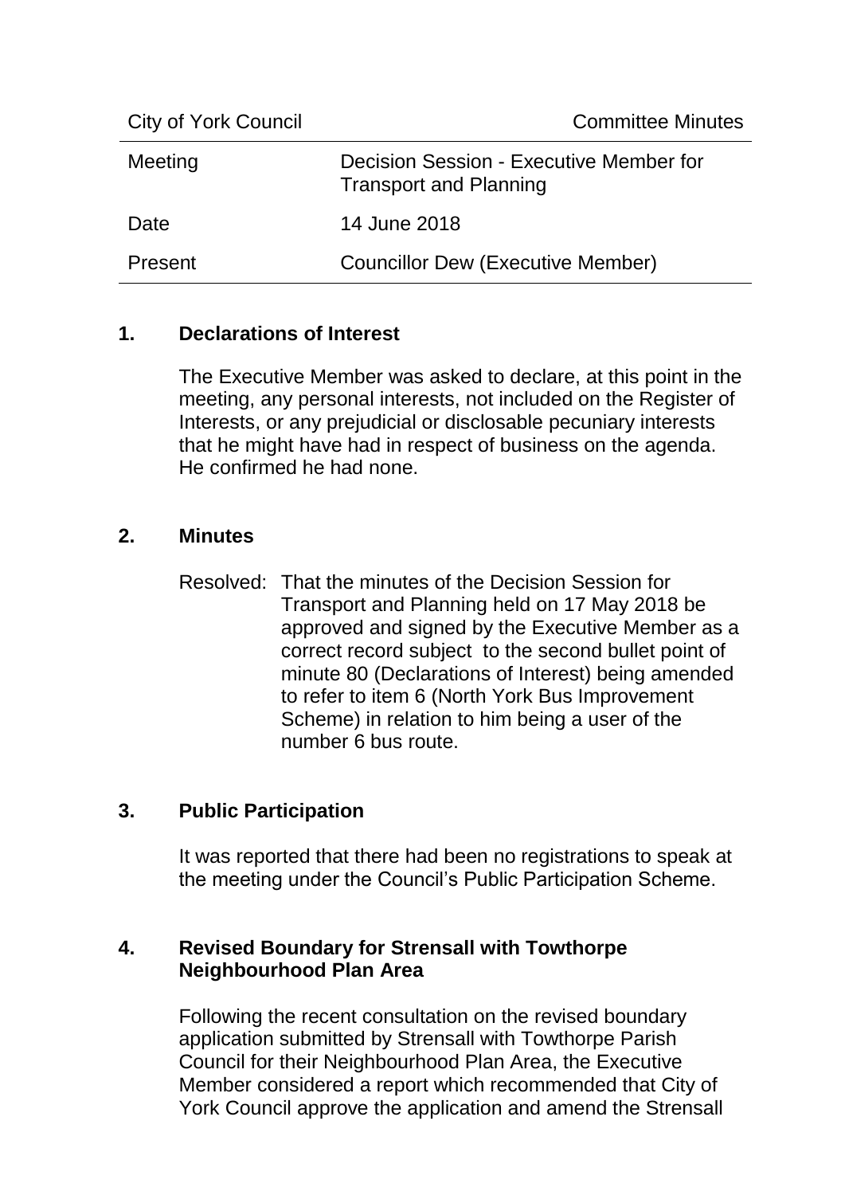| City of York Council | Committee Minutes |
| --- | --- |
| Meeting | Decision Session - Executive Member for Transport and Planning |
| Date | 14 June 2018 |
| Present | Councillor Dew (Executive Member) |

## 1. Declarations of Interest

The Executive Member was asked to declare, at this point in the meeting, any personal interests, not included on the Register of Interests, or any prejudicial or disclosable pecuniary interests that he might have had in respect of business on the agenda. He confirmed he had none.

## 2. Minutes

Resolved: That the minutes of the Decision Session for Transport and Planning held on 17 May 2018 be approved and signed by the Executive Member as a correct record subject to the second bullet point of minute 80 (Declarations of Interest) being amended to refer to item 6 (North York Bus Improvement Scheme) in relation to him being a user of the number 6 bus route.

## 3. Public Participation

It was reported that there had been no registrations to speak at the meeting under the Council's Public Participation Scheme.

## 4. Revised Boundary for Strensall with Towthorpe Neighbourhood Plan Area

Following the recent consultation on the revised boundary application submitted by Strensall with Towthorpe Parish Council for their Neighbourhood Plan Area, the Executive Member considered a report which recommended that City of York Council approve the application and amend the Strensall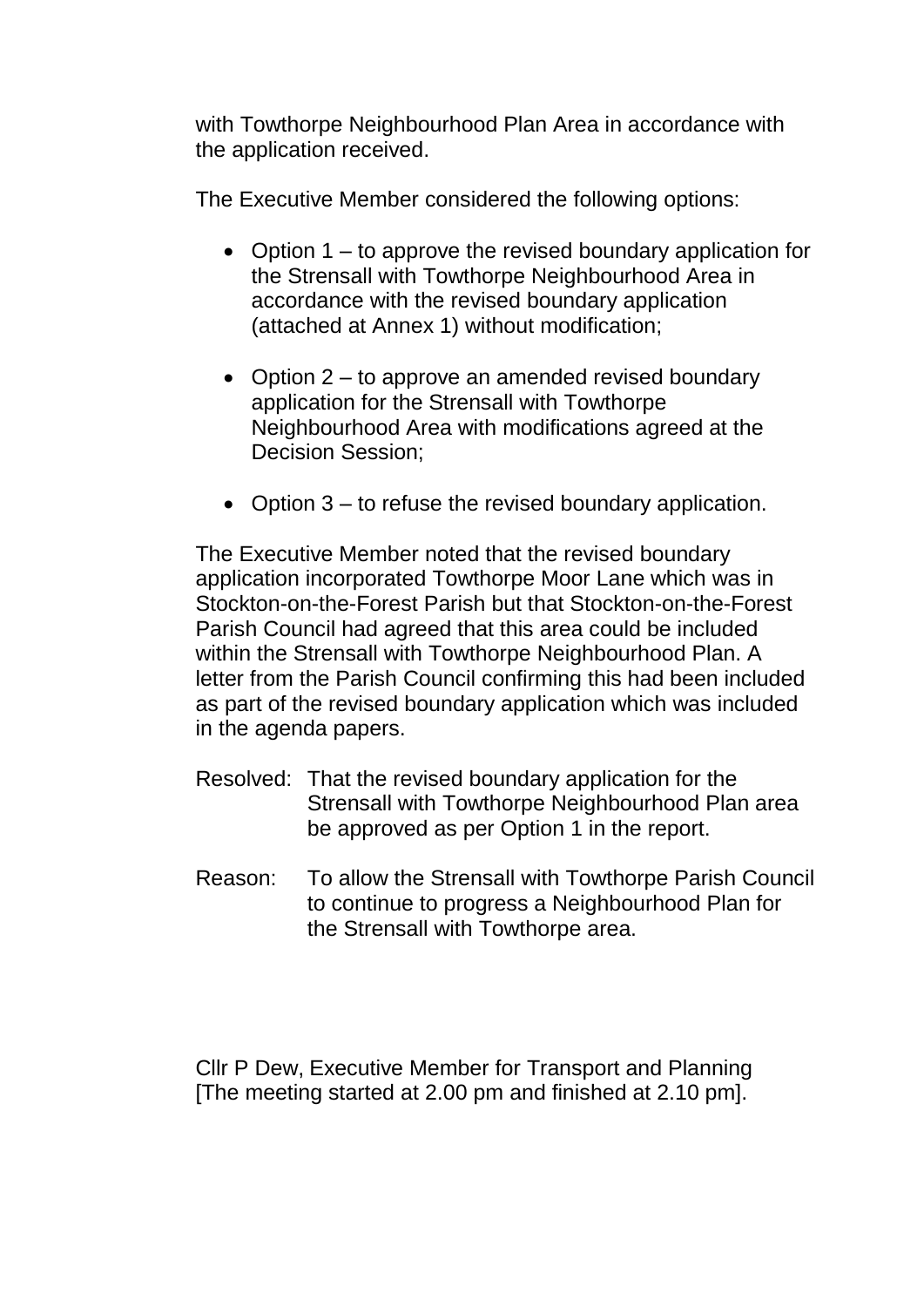with Towthorpe Neighbourhood Plan Area in accordance with the application received.

The Executive Member considered the following options:

- Option 1 – to approve the revised boundary application for the Strensall with Towthorpe Neighbourhood Area in accordance with the revised boundary application (attached at Annex 1) without modification;

- Option 2 – to approve an amended revised boundary application for the Strensall with Towthorpe Neighbourhood Area with modifications agreed at the Decision Session;

- Option 3 – to refuse the revised boundary application.

The Executive Member noted that the revised boundary application incorporated Towthorpe Moor Lane which was in Stockton-on-the-Forest Parish but that Stockton-on-the-Forest Parish Council had agreed that this area could be included within the Strensall with Towthorpe Neighbourhood Plan. A letter from the Parish Council confirming this had been included as part of the revised boundary application which was included in the agenda papers.

Resolved: That the revised boundary application for the Strensall with Towthorpe Neighbourhood Plan area be approved as per Option 1 in the report.

Reason: To allow the Strensall with Towthorpe Parish Council to continue to progress a Neighbourhood Plan for the Strensall with Towthorpe area.

Cllr P Dew, Executive Member for Transport and Planning
[The meeting started at 2.00 pm and finished at 2.10 pm].